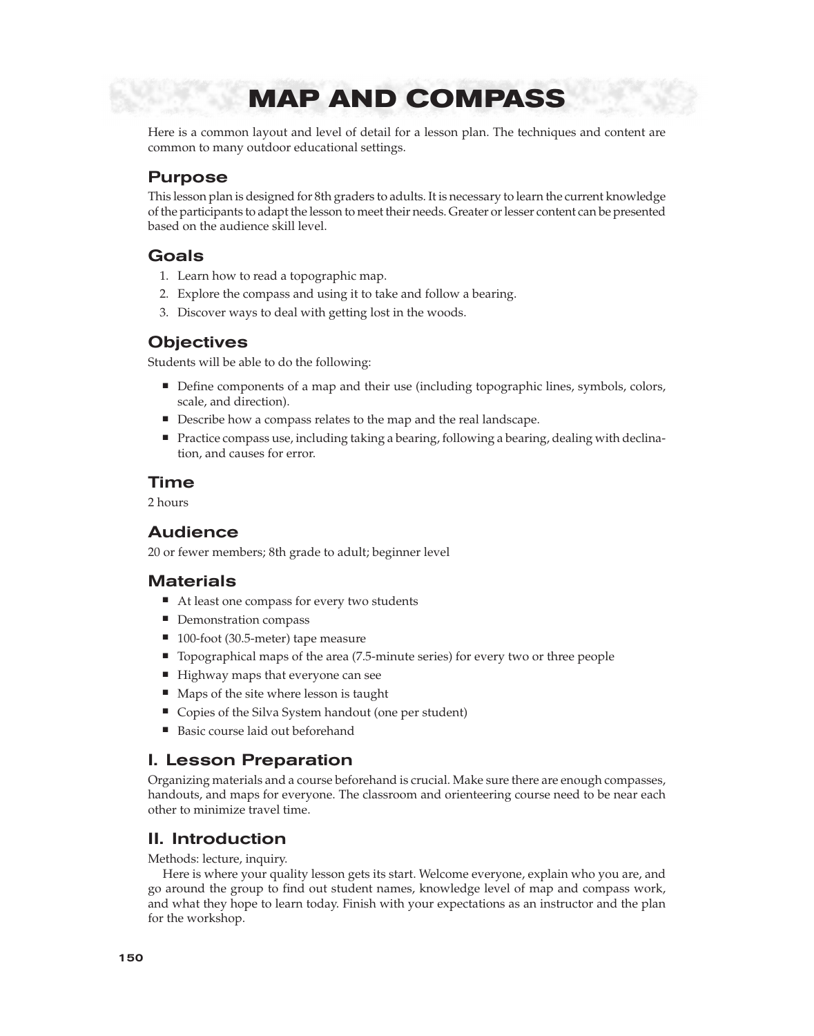# MAP AND COMPASS

Here is a common layout and level of detail for a lesson plan. The techniques and content are common to many outdoor educational settings.

## Purpose

This lesson plan is designed for 8th graders to adults. It is necessary to learn the current knowledge of the participants to adapt the lesson to meet their needs. Greater or lesser content can be presented based on the audience skill level.

## Goals

1. Learn how to read a topographic map.
2. Explore the compass and using it to take and follow a bearing.
3. Discover ways to deal with getting lost in the woods.

## Objectives

Students will be able to do the following:

- Define components of a map and their use (including topographic lines, symbols, colors, scale, and direction).
- Describe how a compass relates to the map and the real landscape.
- Practice compass use, including taking a bearing, following a bearing, dealing with declination, and causes for error.

## Time

2 hours

## Audience

20 or fewer members; 8th grade to adult; beginner level

## Materials

- At least one compass for every two students
- Demonstration compass
- 100-foot (30.5-meter) tape measure
- Topographical maps of the area (7.5-minute series) for every two or three people
- Highway maps that everyone can see
- Maps of the site where lesson is taught
- Copies of the Silva System handout (one per student)
- Basic course laid out beforehand

## I. Lesson Preparation

Organizing materials and a course beforehand is crucial. Make sure there are enough compasses, handouts, and maps for everyone. The classroom and orienteering course need to be near each other to minimize travel time.

## II. Introduction

Methods: lecture, inquiry.

Here is where your quality lesson gets its start. Welcome everyone, explain who you are, and go around the group to find out student names, knowledge level of map and compass work, and what they hope to learn today. Finish with your expectations as an instructor and the plan for the workshop.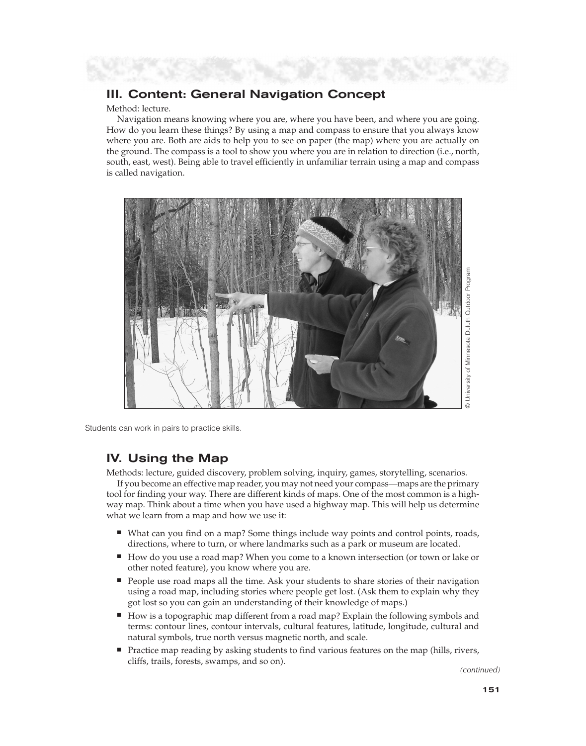## III. Content: General Navigation Concept

Method: lecture.

Navigation means knowing where you are, where you have been, and where you are going. How do you learn these things? By using a map and compass to ensure that you always know where you are. Both are aids to help you to see on paper (the map) where you are actually on the ground. The compass is a tool to show you where you are in relation to direction (i.e., north, south, east, west). Being able to travel efficiently in unfamiliar terrain using a map and compass is called navigation.

© University of Minnesota Duluth Outdoor Program

Students can work in pairs to practice skills.

## IV. Using the Map

Methods: lecture, guided discovery, problem solving, inquiry, games, storytelling, scenarios.

If you become an effective map reader, you may not need your compass—maps are the primary tool for finding your way. There are different kinds of maps. One of the most common is a highway map. Think about a time when you have used a highway map. This will help us determine what we learn from a map and how we use it:

- What can you find on a map? Some things include way points and control points, roads, directions, where to turn, or where landmarks such as a park or museum are located.
- How do you use a road map? When you come to a known intersection (or town or lake or other noted feature), you know where you are.
- People use road maps all the time. Ask your students to share stories of their navigation using a road map, including stories where people get lost. (Ask them to explain why they got lost so you can gain an understanding of their knowledge of maps.)
- How is a topographic map different from a road map? Explain the following symbols and terms: contour lines, contour intervals, cultural features, latitude, longitude, cultural and natural symbols, true north versus magnetic north, and scale.
- Practice map reading by asking students to find various features on the map (hills, rivers, cliffs, trails, forests, swamps, and so on).

*(continued)*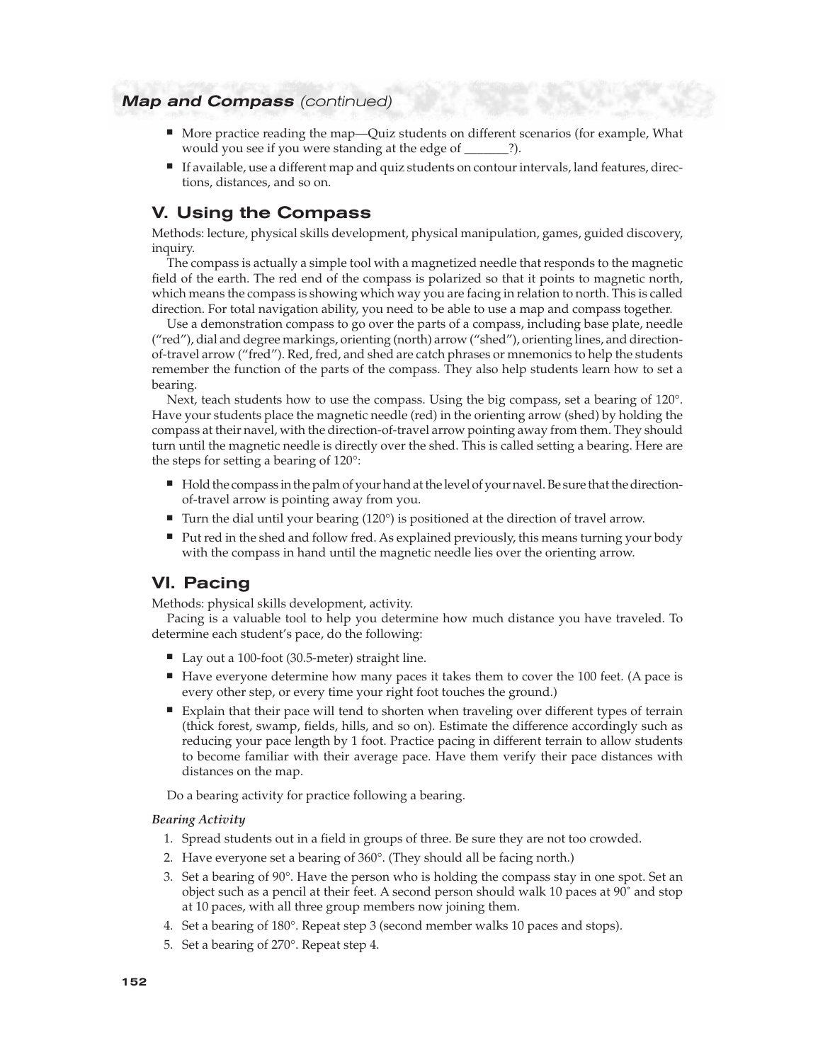## Map and Compass *(continued)*

- More practice reading the map—Quiz students on different scenarios (for example, What would you see if you were standing at the edge of _______?).
- If available, use a different map and quiz students on contour intervals, land features, directions, distances, and so on.

## V. Using the Compass

Methods: lecture, physical skills development, physical manipulation, games, guided discovery, inquiry.

The compass is actually a simple tool with a magnetized needle that responds to the magnetic field of the earth. The red end of the compass is polarized so that it points to magnetic north, which means the compass is showing which way you are facing in relation to north. This is called direction. For total navigation ability, you need to be able to use a map and compass together.

Use a demonstration compass to go over the parts of a compass, including base plate, needle ("red"), dial and degree markings, orienting (north) arrow ("shed"), orienting lines, and direction-of-travel arrow ("fred"). Red, fred, and shed are catch phrases or mnemonics to help the students remember the function of the parts of the compass. They also help students learn how to set a bearing.

Next, teach students how to use the compass. Using the big compass, set a bearing of 120°. Have your students place the magnetic needle (red) in the orienting arrow (shed) by holding the compass at their navel, with the direction-of-travel arrow pointing away from them. They should turn until the magnetic needle is directly over the shed. This is called setting a bearing. Here are the steps for setting a bearing of 120°:

- Hold the compass in the palm of your hand at the level of your navel. Be sure that the direction-of-travel arrow is pointing away from you.
- Turn the dial until your bearing (120°) is positioned at the direction of travel arrow.
- Put red in the shed and follow fred. As explained previously, this means turning your body with the compass in hand until the magnetic needle lies over the orienting arrow.

## VI. Pacing

Methods: physical skills development, activity.

Pacing is a valuable tool to help you determine how much distance you have traveled. To determine each student's pace, do the following:

- Lay out a 100-foot (30.5-meter) straight line.
- Have everyone determine how many paces it takes them to cover the 100 feet. (A pace is every other step, or every time your right foot touches the ground.)
- Explain that their pace will tend to shorten when traveling over different types of terrain (thick forest, swamp, fields, hills, and so on). Estimate the difference accordingly such as reducing your pace length by 1 foot. Practice pacing in different terrain to allow students to become familiar with their average pace. Have them verify their pace distances with distances on the map.

Do a bearing activity for practice following a bearing.

*Bearing Activity*

1. Spread students out in a field in groups of three. Be sure they are not too crowded.
2. Have everyone set a bearing of 360°. (They should all be facing north.)
3. Set a bearing of 90°. Have the person who is holding the compass stay in one spot. Set an object such as a pencil at their feet. A second person should walk 10 paces at 90° and stop at 10 paces, with all three group members now joining them.
4. Set a bearing of 180°. Repeat step 3 (second member walks 10 paces and stops).
5. Set a bearing of 270°. Repeat step 4.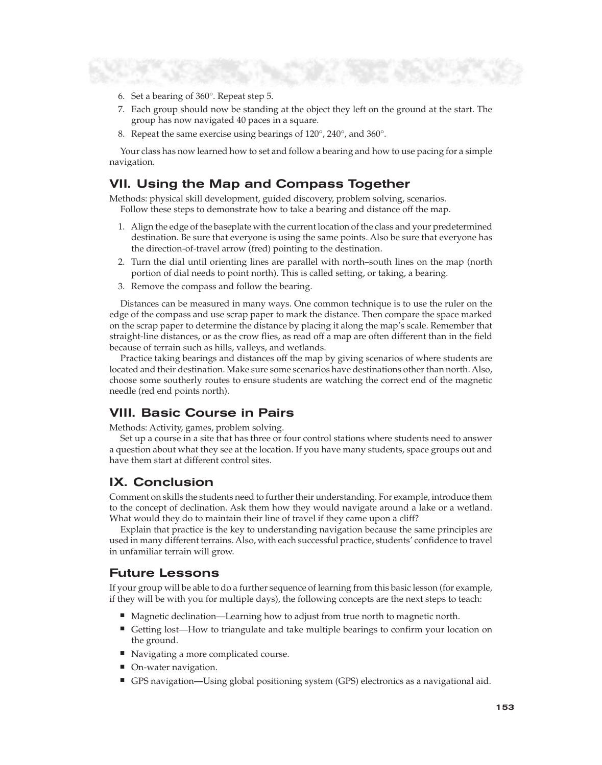6. Set a bearing of 360°. Repeat step 5.
7. Each group should now be standing at the object they left on the ground at the start. The group has now navigated 40 paces in a square.
8. Repeat the same exercise using bearings of 120°, 240°, and 360°.

Your class has now learned how to set and follow a bearing and how to use pacing for a simple navigation.

## VII. Using the Map and Compass Together

Methods: physical skill development, guided discovery, problem solving, scenarios.

Follow these steps to demonstrate how to take a bearing and distance off the map.

1. Align the edge of the baseplate with the current location of the class and your predetermined destination. Be sure that everyone is using the same points. Also be sure that everyone has the direction-of-travel arrow (fred) pointing to the destination.
2. Turn the dial until orienting lines are parallel with north–south lines on the map (north portion of dial needs to point north). This is called setting, or taking, a bearing.
3. Remove the compass and follow the bearing.

Distances can be measured in many ways. One common technique is to use the ruler on the edge of the compass and use scrap paper to mark the distance. Then compare the space marked on the scrap paper to determine the distance by placing it along the map's scale. Remember that straight-line distances, or as the crow flies, as read off a map are often different than in the field because of terrain such as hills, valleys, and wetlands.

Practice taking bearings and distances off the map by giving scenarios of where students are located and their destination. Make sure some scenarios have destinations other than north. Also, choose some southerly routes to ensure students are watching the correct end of the magnetic needle (red end points north).

## VIII. Basic Course in Pairs

Methods: Activity, games, problem solving.

Set up a course in a site that has three or four control stations where students need to answer a question about what they see at the location. If you have many students, space groups out and have them start at different control sites.

## IX. Conclusion

Comment on skills the students need to further their understanding. For example, introduce them to the concept of declination. Ask them how they would navigate around a lake or a wetland. What would they do to maintain their line of travel if they came upon a cliff?

Explain that practice is the key to understanding navigation because the same principles are used in many different terrains. Also, with each successful practice, students' confidence to travel in unfamiliar terrain will grow.

## Future Lessons

If your group will be able to do a further sequence of learning from this basic lesson (for example, if they will be with you for multiple days), the following concepts are the next steps to teach:

- Magnetic declination—Learning how to adjust from true north to magnetic north.
- Getting lost—How to triangulate and take multiple bearings to confirm your location on the ground.
- Navigating a more complicated course.
- On-water navigation.
- GPS navigation—Using global positioning system (GPS) electronics as a navigational aid.